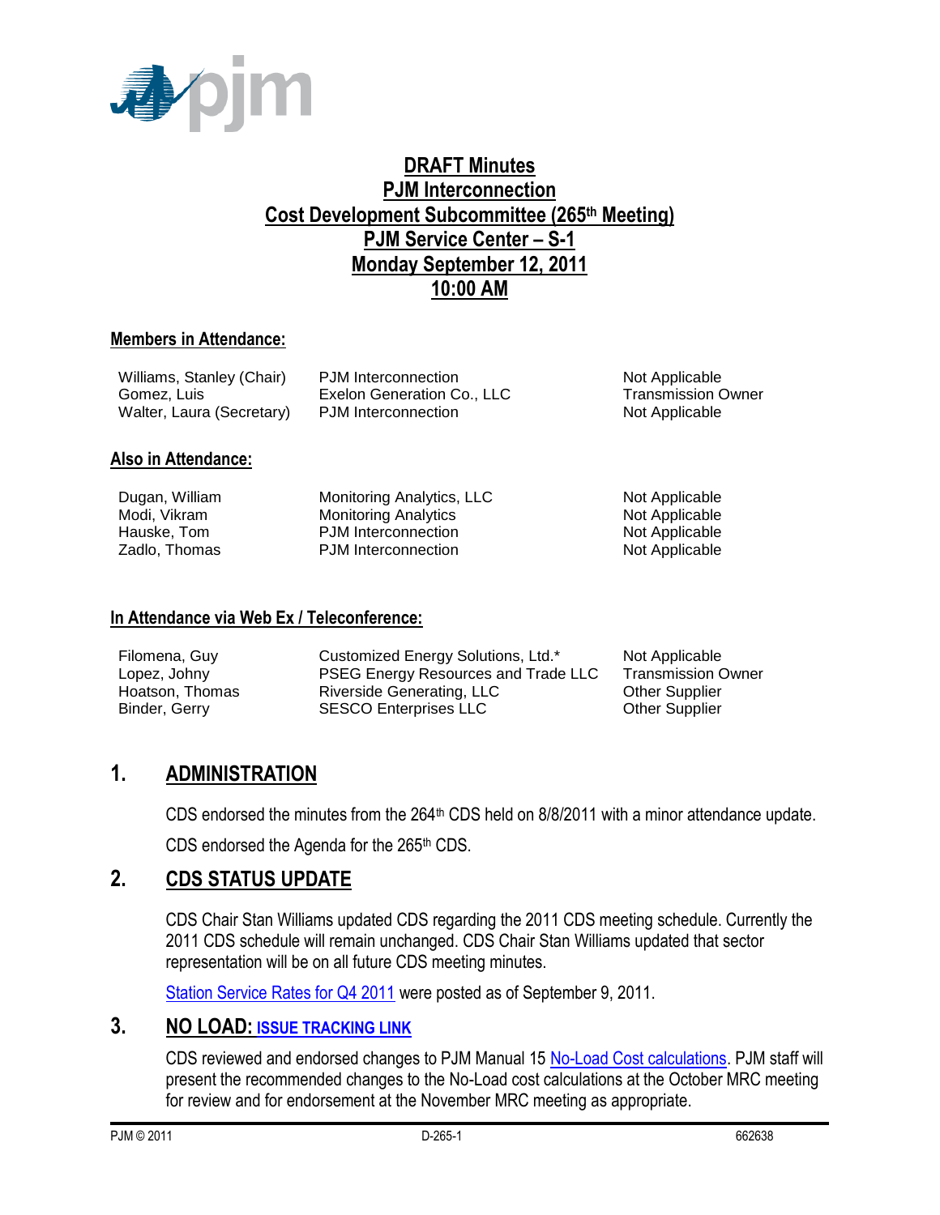# DRAFT Minutes
# PJM Interconnection
# Cost Development Subcommittee (265th Meeting)
# PJM Service Center – S-1
# Monday September 12, 2011
# 10:00 AM

## Members in Attendance:

| | | |
|---|---|---|
| Williams, Stanley (Chair) | PJM Interconnection | Not Applicable |
| Gomez, Luis | Exelon Generation Co., LLC | Transmission Owner |
| Walter, Laura (Secretary) | PJM Interconnection | Not Applicable |

## Also in Attendance:

| | | |
|---|---|---|
| Dugan, William | Monitoring Analytics, LLC | Not Applicable |
| Modi, Vikram | Monitoring Analytics | Not Applicable |
| Hauske, Tom | PJM Interconnection | Not Applicable |
| Zadlo, Thomas | PJM Interconnection | Not Applicable |

## In Attendance via Web Ex / Teleconference:

| | | |
|---|---|---|
| Filomena, Guy | Customized Energy Solutions, Ltd.* | Not Applicable |
| Lopez, Johny | PSEG Energy Resources and Trade LLC | Transmission Owner |
| Hoatson, Thomas | Riverside Generating, LLC | Other Supplier |
| Binder, Gerry | SESCO Enterprises LLC | Other Supplier |

## 1. ADMINISTRATION

CDS endorsed the minutes from the 264th CDS held on 8/8/2011 with a minor attendance update.

CDS endorsed the Agenda for the 265th CDS.

## 2. CDS STATUS UPDATE

CDS Chair Stan Williams updated CDS regarding the 2011 CDS meeting schedule. Currently the 2011 CDS schedule will remain unchanged. CDS Chair Stan Williams updated that sector representation will be on all future CDS meeting minutes.

Station Service Rates for Q4 2011 were posted as of September 9, 2011.

## 3. NO LOAD: ISSUE TRACKING LINK

CDS reviewed and endorsed changes to PJM Manual 15 No-Load Cost calculations. PJM staff will present the recommended changes to the No-Load cost calculations at the October MRC meeting for review and for endorsement at the November MRC meeting as appropriate.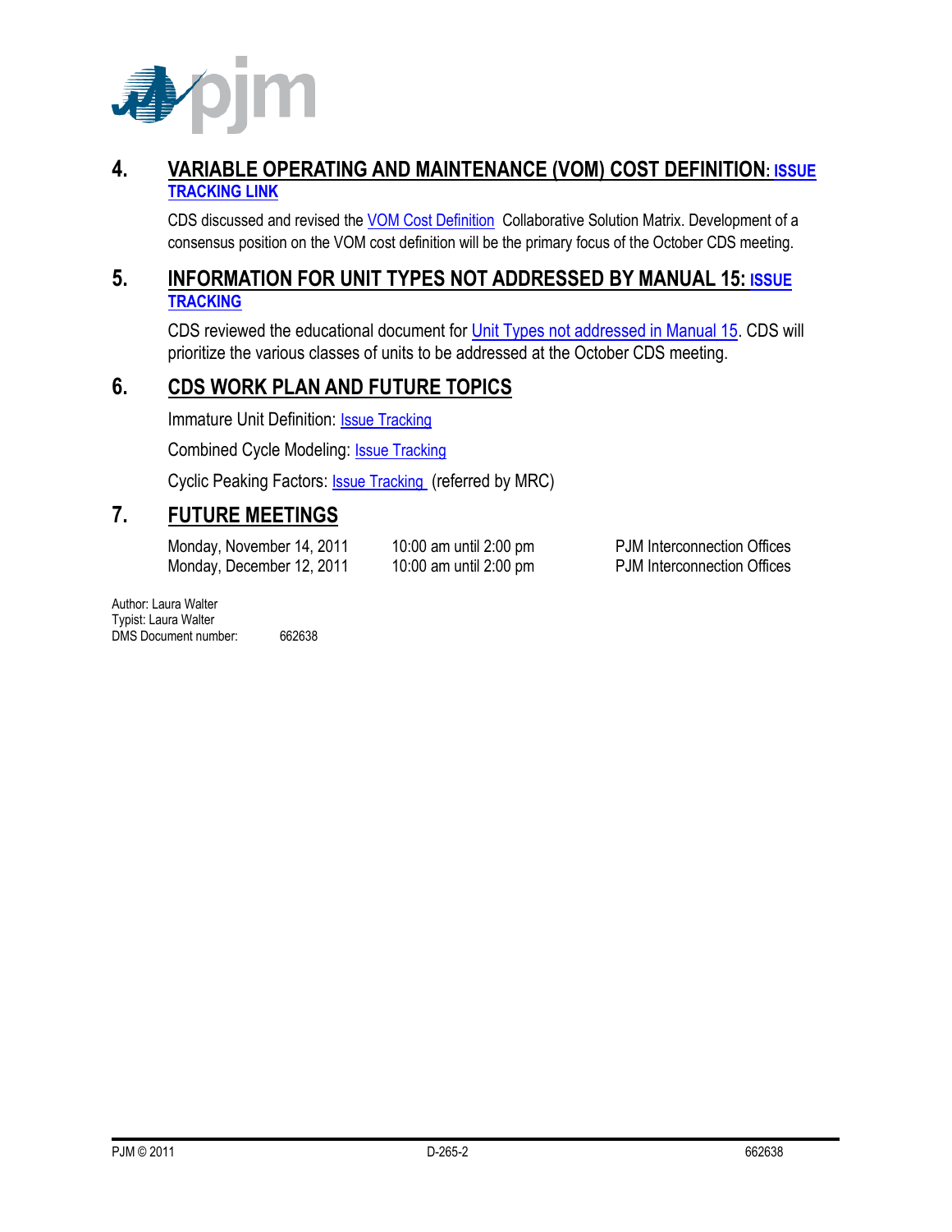## 4. VARIABLE OPERATING AND MAINTENANCE (VOM) COST DEFINITION: ISSUE TRACKING LINK

CDS discussed and revised the VOM Cost Definition Collaborative Solution Matrix. Development of a consensus position on the VOM cost definition will be the primary focus of the October CDS meeting.

## 5. INFORMATION FOR UNIT TYPES NOT ADDRESSED BY MANUAL 15: ISSUE TRACKING

CDS reviewed the educational document for Unit Types not addressed in Manual 15. CDS will prioritize the various classes of units to be addressed at the October CDS meeting.

## 6. CDS WORK PLAN AND FUTURE TOPICS

Immature Unit Definition: Issue Tracking

Combined Cycle Modeling: Issue Tracking

Cyclic Peaking Factors: Issue Tracking (referred by MRC)

## 7. FUTURE MEETINGS

| | | |
|---|---|---|
| Monday, November 14, 2011 | 10:00 am until 2:00 pm | PJM Interconnection Offices |
| Monday, December 12, 2011 | 10:00 am until 2:00 pm | PJM Interconnection Offices |

Author: Laura Walter
Typist: Laura Walter
DMS Document number: 662638